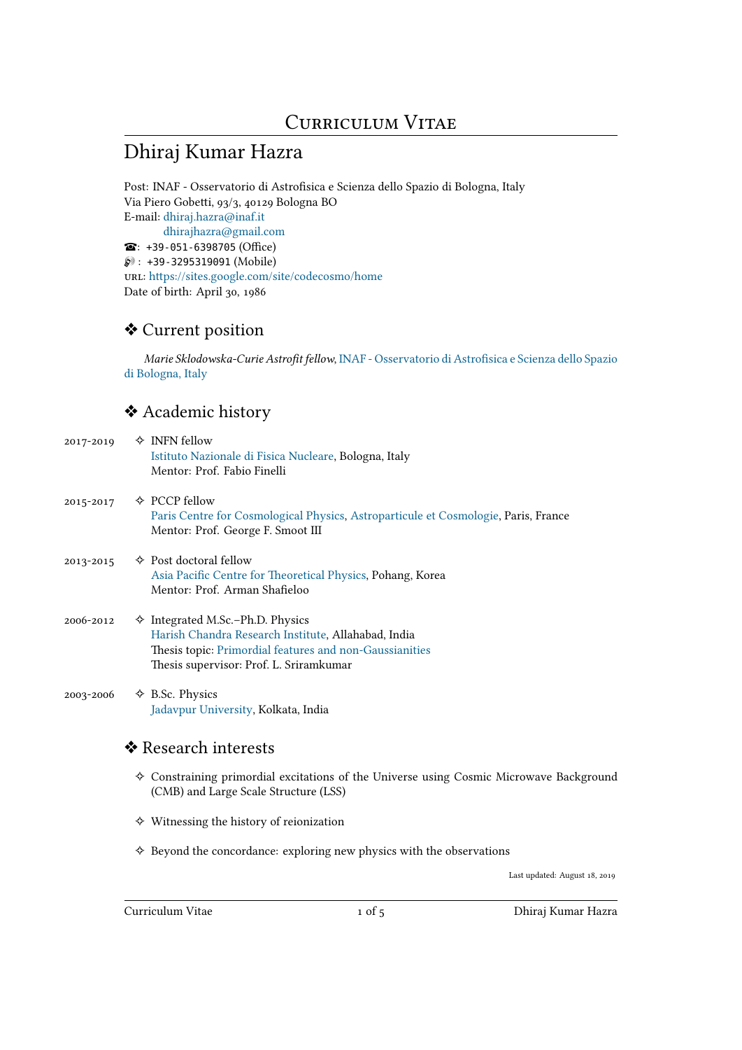# Curriculum Vitae

## Dhiraj Kumar Hazra

Post: INAF - Osservatorio di Astrofisica e Scienza dello Spazio di Bologna, Italy
Via Piero Gobetti, 93/3, 40129 Bologna BO
E-mail: dhiraj.hazra@inaf.it
dhirajhazra@gmail.com
☎: +39-051-6398705 (Office)
🔊: +39-3295319091 (Mobile)
URL: https://sites.google.com/site/codecosmo/home
Date of birth: April 30, 1986

## ❖ Current position

*Marie Sklodowska-Curie Astrofit fellow*, INAF - Osservatorio di Astrofisica e Scienza dello Spazio di Bologna, Italy

## ❖ Academic history

2017-2019 ✧ INFN fellow
Istituto Nazionale di Fisica Nucleare, Bologna, Italy
Mentor: Prof. Fabio Finelli

2015-2017 ✧ PCCP fellow
Paris Centre for Cosmological Physics, Astroparticule et Cosmologie, Paris, France
Mentor: Prof. George F. Smoot III

2013-2015 ✧ Post doctoral fellow
Asia Pacific Centre for Theoretical Physics, Pohang, Korea
Mentor: Prof. Arman Shafieloo

2006-2012 ✧ Integrated M.Sc.–Ph.D. Physics
Harish Chandra Research Institute, Allahabad, India
Thesis topic: Primordial features and non-Gaussianities
Thesis supervisor: Prof. L. Sriramkumar

2003-2006 ✧ B.Sc. Physics
Jadavpur University, Kolkata, India

## ❖ Research interests

- ✧ Constraining primordial excitations of the Universe using Cosmic Microwave Background (CMB) and Large Scale Structure (LSS)
- ✧ Witnessing the history of reionization
- ✧ Beyond the concordance: exploring new physics with the observations

Last updated: August 18, 2019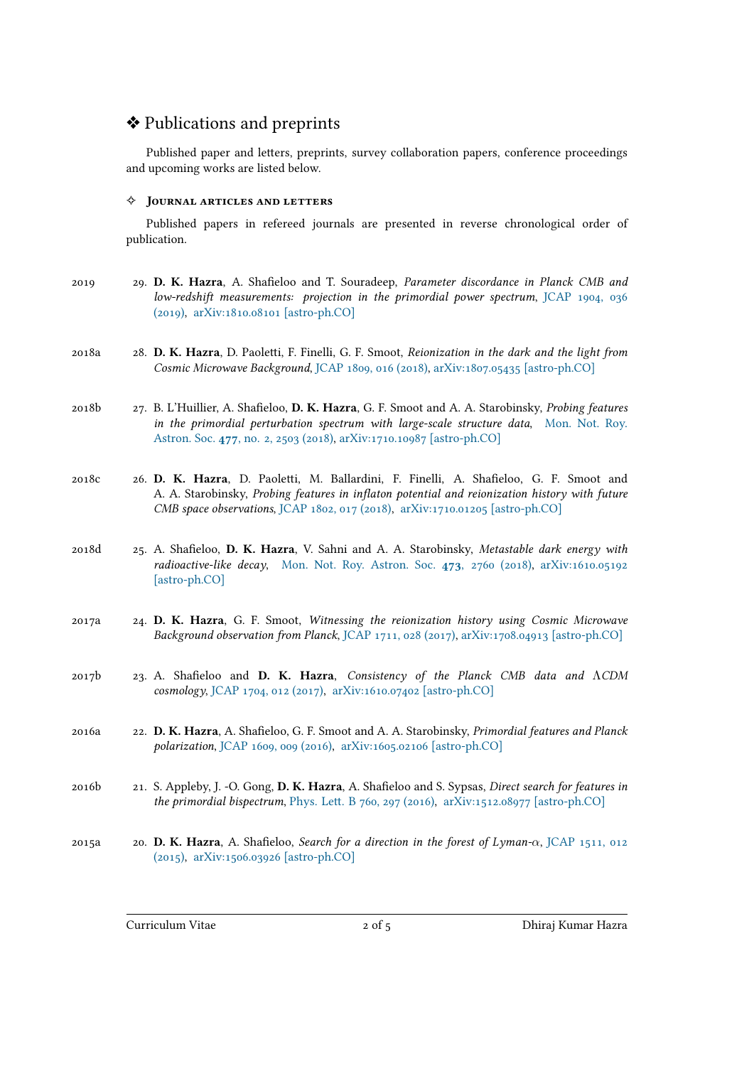## ❖ Publications and preprints

Published paper and letters, preprints, survey collaboration papers, conference proceedings and upcoming works are listed below.

### ✧ Journal articles and letters

Published papers in refereed journals are presented in reverse chronological order of publication.

2019 — 29. **D. K. Hazra**, A. Shafieloo and T. Souradeep, *Parameter discordance in Planck CMB and low-redshift measurements: projection in the primordial power spectrum*, JCAP 1904, 036 (2019), arXiv:1810.08101 [astro-ph.CO]

2018a — 28. **D. K. Hazra**, D. Paoletti, F. Finelli, G. F. Smoot, *Reionization in the dark and the light from Cosmic Microwave Background*, JCAP 1809, 016 (2018), arXiv:1807.05435 [astro-ph.CO]

2018b — 27. B. L'Huillier, A. Shafieloo, **D. K. Hazra**, G. F. Smoot and A. A. Starobinsky, *Probing features in the primordial perturbation spectrum with large-scale structure data*, Mon. Not. Roy. Astron. Soc. **477**, no. 2, 2503 (2018), arXiv:1710.10987 [astro-ph.CO]

2018c — 26. **D. K. Hazra**, D. Paoletti, M. Ballardini, F. Finelli, A. Shafieloo, G. F. Smoot and A. A. Starobinsky, *Probing features in inflaton potential and reionization history with future CMB space observations*, JCAP 1802, 017 (2018), arXiv:1710.01205 [astro-ph.CO]

2018d — 25. A. Shafieloo, **D. K. Hazra**, V. Sahni and A. A. Starobinsky, *Metastable dark energy with radioactive-like decay*, Mon. Not. Roy. Astron. Soc. **473**, 2760 (2018), arXiv:1610.05192 [astro-ph.CO]

2017a — 24. **D. K. Hazra**, G. F. Smoot, *Witnessing the reionization history using Cosmic Microwave Background observation from Planck*, JCAP 1711, 028 (2017), arXiv:1708.04913 [astro-ph.CO]

2017b — 23. A. Shafieloo and **D. K. Hazra**, *Consistency of the Planck CMB data and $\Lambda$CDM cosmology*, JCAP 1704, 012 (2017), arXiv:1610.07402 [astro-ph.CO]

2016a — 22. **D. K. Hazra**, A. Shafieloo, G. F. Smoot and A. A. Starobinsky, *Primordial features and Planck polarization*, JCAP 1609, 009 (2016), arXiv:1605.02106 [astro-ph.CO]

2016b — 21. S. Appleby, J. -O. Gong, **D. K. Hazra**, A. Shafieloo and S. Sypsas, *Direct search for features in the primordial bispectrum*, Phys. Lett. B 760, 297 (2016), arXiv:1512.08977 [astro-ph.CO]

2015a — 20. **D. K. Hazra**, A. Shafieloo, *Search for a direction in the forest of Lyman-$\alpha$*, JCAP 1511, 012 (2015), arXiv:1506.03926 [astro-ph.CO]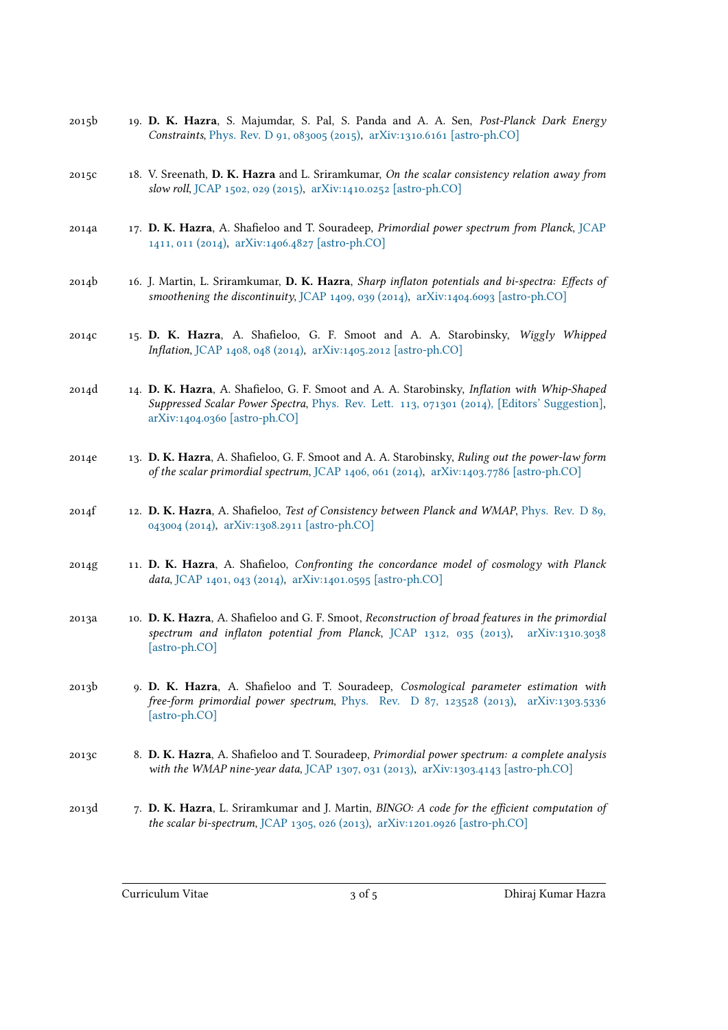2015b 19. **D. K. Hazra**, S. Majumdar, S. Pal, S. Panda and A. A. Sen, *Post-Planck Dark Energy Constraints*, Phys. Rev. D 91, 083005 (2015), arXiv:1310.6161 [astro-ph.CO]

2015c 18. V. Sreenath, **D. K. Hazra** and L. Sriramkumar, *On the scalar consistency relation away from slow roll*, JCAP 1502, 029 (2015), arXiv:1410.0252 [astro-ph.CO]

2014a 17. **D. K. Hazra**, A. Shafieloo and T. Souradeep, *Primordial power spectrum from Planck*, JCAP 1411, 011 (2014), arXiv:1406.4827 [astro-ph.CO]

2014b 16. J. Martin, L. Sriramkumar, **D. K. Hazra**, *Sharp inflaton potentials and bi-spectra: Effects of smoothening the discontinuity*, JCAP 1409, 039 (2014), arXiv:1404.6093 [astro-ph.CO]

2014c 15. **D. K. Hazra**, A. Shafieloo, G. F. Smoot and A. A. Starobinsky, *Wiggly Whipped Inflation*, JCAP 1408, 048 (2014), arXiv:1405.2012 [astro-ph.CO]

2014d 14. **D. K. Hazra**, A. Shafieloo, G. F. Smoot and A. A. Starobinsky, *Inflation with Whip-Shaped Suppressed Scalar Power Spectra*, Phys. Rev. Lett. 113, 071301 (2014), [Editors' Suggestion], arXiv:1404.0360 [astro-ph.CO]

2014e 13. **D. K. Hazra**, A. Shafieloo, G. F. Smoot and A. A. Starobinsky, *Ruling out the power-law form of the scalar primordial spectrum*, JCAP 1406, 061 (2014), arXiv:1403.7786 [astro-ph.CO]

2014f 12. **D. K. Hazra**, A. Shafieloo, *Test of Consistency between Planck and WMAP*, Phys. Rev. D 89, 043004 (2014), arXiv:1308.2911 [astro-ph.CO]

2014g 11. **D. K. Hazra**, A. Shafieloo, *Confronting the concordance model of cosmology with Planck data*, JCAP 1401, 043 (2014), arXiv:1401.0595 [astro-ph.CO]

2013a 10. **D. K. Hazra**, A. Shafieloo and G. F. Smoot, *Reconstruction of broad features in the primordial spectrum and inflaton potential from Planck*, JCAP 1312, 035 (2013), arXiv:1310.3038 [astro-ph.CO]

2013b 9. **D. K. Hazra**, A. Shafieloo and T. Souradeep, *Cosmological parameter estimation with free-form primordial power spectrum*, Phys. Rev. D 87, 123528 (2013), arXiv:1303.5336 [astro-ph.CO]

2013c 8. **D. K. Hazra**, A. Shafieloo and T. Souradeep, *Primordial power spectrum: a complete analysis with the WMAP nine-year data*, JCAP 1307, 031 (2013), arXiv:1303.4143 [astro-ph.CO]

2013d 7. **D. K. Hazra**, L. Sriramkumar and J. Martin, *BINGO: A code for the efficient computation of the scalar bi-spectrum*, JCAP 1305, 026 (2013), arXiv:1201.0926 [astro-ph.CO]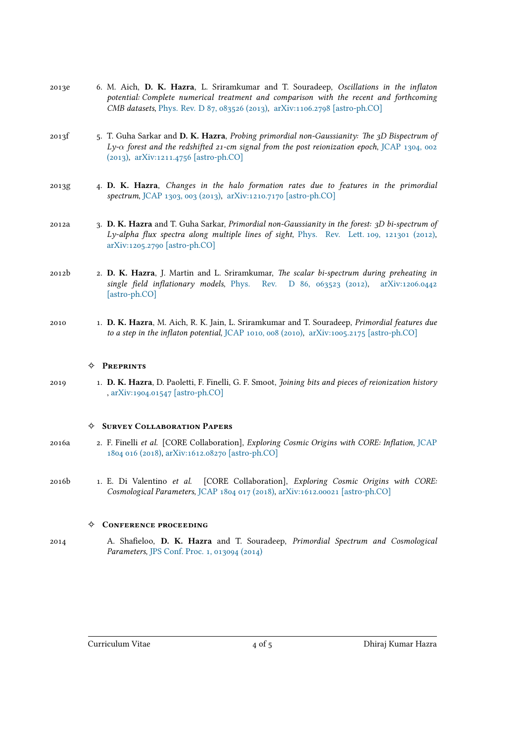2013e — 6. M. Aich, **D. K. Hazra**, L. Sriramkumar and T. Souradeep, *Oscillations in the inflaton potential: Complete numerical treatment and comparison with the recent and forthcoming CMB datasets*, Phys. Rev. D 87, 083526 (2013), arXiv:1106.2798 [astro-ph.CO]

2013f — 5. T. Guha Sarkar and **D. K. Hazra**, *Probing primordial non-Gaussianity: The 3D Bispectrum of Ly-$\alpha$ forest and the redshifted 21-cm signal from the post reionization epoch*, JCAP 1304, 002 (2013), arXiv:1211.4756 [astro-ph.CO]

2013g — 4. **D. K. Hazra**, *Changes in the halo formation rates due to features in the primordial spectrum*, JCAP 1303, 003 (2013), arXiv:1210.7170 [astro-ph.CO]

2012a — 3. **D. K. Hazra** and T. Guha Sarkar, *Primordial non-Gaussianity in the forest: 3D bi-spectrum of Ly-alpha flux spectra along multiple lines of sight*, Phys. Rev. Lett. 109, 121301 (2012), arXiv:1205.2790 [astro-ph.CO]

2012b — 2. **D. K. Hazra**, J. Martin and L. Sriramkumar, *The scalar bi-spectrum during preheating in single field inflationary models*, Phys. Rev. D 86, 063523 (2012), arXiv:1206.0442 [astro-ph.CO]

2010 — 1. **D. K. Hazra**, M. Aich, R. K. Jain, L. Sriramkumar and T. Souradeep, *Primordial features due to a step in the inflaton potential*, JCAP 1010, 008 (2010), arXiv:1005.2175 [astro-ph.CO]

### ✧ Preprints

2019 — 1. **D. K. Hazra**, D. Paoletti, F. Finelli, G. F. Smoot, *Joining bits and pieces of reionization history* , arXiv:1904.01547 [astro-ph.CO]

### ✧ Survey Collaboration Papers

2016a — 2. F. Finelli *et al.* [CORE Collaboration], *Exploring Cosmic Origins with CORE: Inflation*, JCAP 1804 016 (2018), arXiv:1612.08270 [astro-ph.CO]

2016b — 1. E. Di Valentino *et al.* [CORE Collaboration], *Exploring Cosmic Origins with CORE: Cosmological Parameters*, JCAP 1804 017 (2018), arXiv:1612.00021 [astro-ph.CO]

### ✧ Conference proceeding

2014 — A. Shafieloo, **D. K. Hazra** and T. Souradeep, *Primordial Spectrum and Cosmological Parameters*, JPS Conf. Proc. 1, 013094 (2014)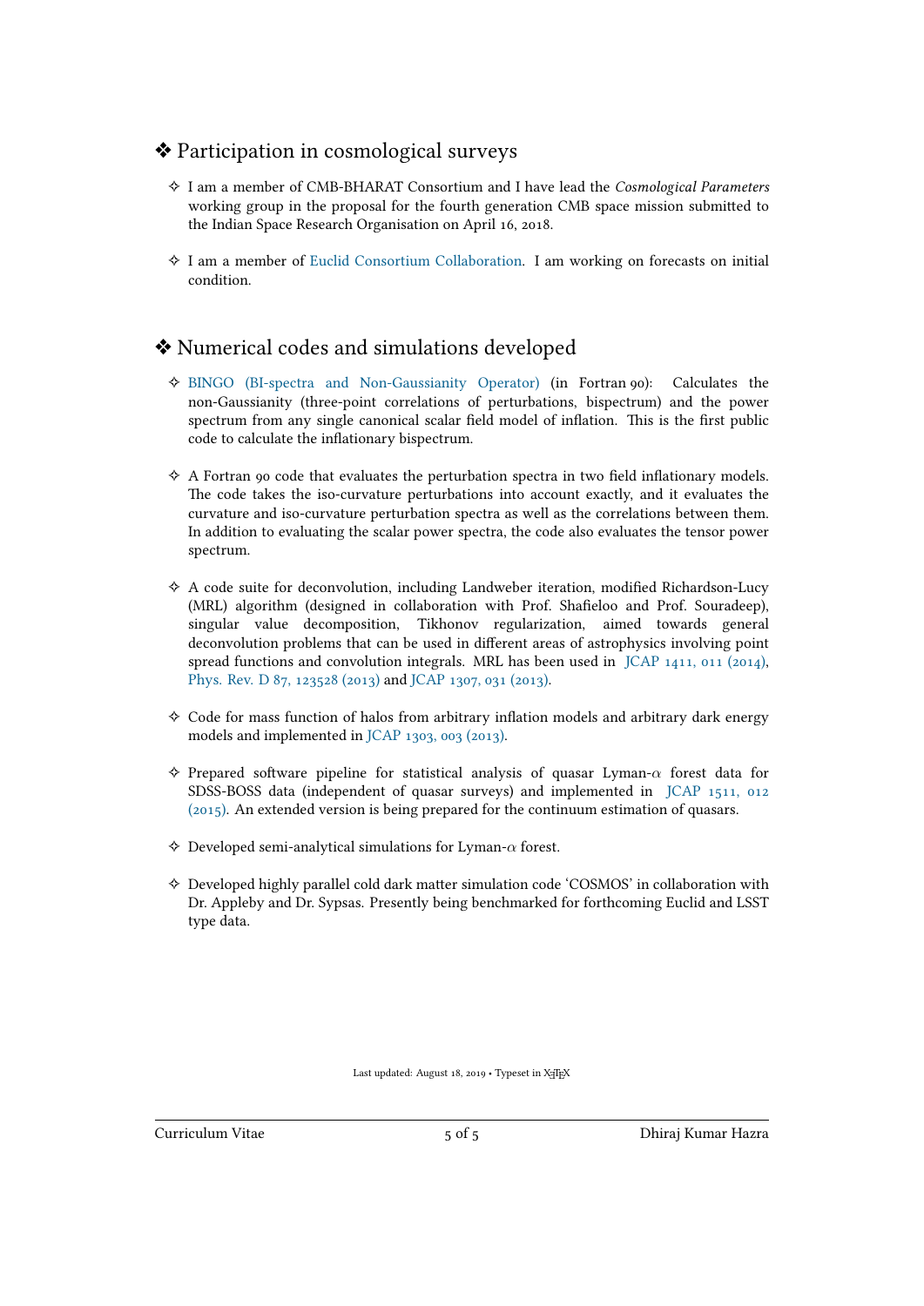## ❖ Participation in cosmological surveys

- ✧ I am a member of CMB-BHARAT Consortium and I have lead the *Cosmological Parameters* working group in the proposal for the fourth generation CMB space mission submitted to the Indian Space Research Organisation on April 16, 2018.

- ✧ I am a member of Euclid Consortium Collaboration. I am working on forecasts on initial condition.

## ❖ Numerical codes and simulations developed

- ✧ BINGO (BI-spectra and Non-Gaussianity Operator) (in Fortran 90): Calculates the non-Gaussianity (three-point correlations of perturbations, bispectrum) and the power spectrum from any single canonical scalar field model of inflation. This is the first public code to calculate the inflationary bispectrum.

- ✧ A Fortran 90 code that evaluates the perturbation spectra in two field inflationary models. The code takes the iso-curvature perturbations into account exactly, and it evaluates the curvature and iso-curvature perturbation spectra as well as the correlations between them. In addition to evaluating the scalar power spectra, the code also evaluates the tensor power spectrum.

- ✧ A code suite for deconvolution, including Landweber iteration, modified Richardson-Lucy (MRL) algorithm (designed in collaboration with Prof. Shafieloo and Prof. Souradeep), singular value decomposition, Tikhonov regularization, aimed towards general deconvolution problems that can be used in different areas of astrophysics involving point spread functions and convolution integrals. MRL has been used in JCAP 1411, 011 (2014), Phys. Rev. D 87, 123528 (2013) and JCAP 1307, 031 (2013).

- ✧ Code for mass function of halos from arbitrary inflation models and arbitrary dark energy models and implemented in JCAP 1303, 003 (2013).

- ✧ Prepared software pipeline for statistical analysis of quasar Lyman-$\alpha$ forest data for SDSS-BOSS data (independent of quasar surveys) and implemented in JCAP 1511, 012 (2015). An extended version is being prepared for the continuum estimation of quasars.

- ✧ Developed semi-analytical simulations for Lyman-$\alpha$ forest.

- ✧ Developed highly parallel cold dark matter simulation code 'COSMOS' in collaboration with Dr. Appleby and Dr. Sypsas. Presently being benchmarked for forthcoming Euclid and LSST type data.

Last updated: August 18, 2019 • Typeset in XeTeX